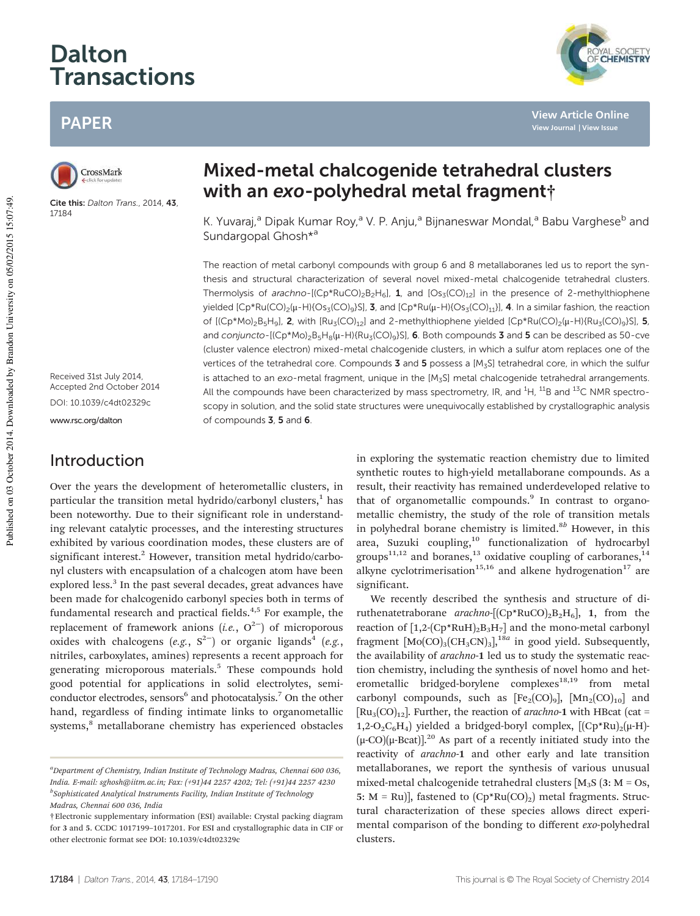# Mixed-metal chalcogenide tetrahedral clusters with an *exo*-polyhedral metal fragment†

K. Yuvaraj,[a] Dipak Kumar Roy,[a] V. P. Anju,[a] Bijnaneswar Mondal,[a] Babu Varghese[b] and Sundargopal Ghosh*[a]

Cite this: *Dalton Trans.*, 2014, **43**, 17184

Received 31st July 2014, Accepted 2nd October 2014

DOI: 10.1039/c4dt02329c

www.rsc.org/dalton

The reaction of metal carbonyl compounds with group 6 and 8 metallaboranes led us to report the synthesis and structural characterization of several novel mixed-metal chalcogenide tetrahedral clusters. Thermolysis of *arachno*-[$(Cp^*RuCO)_2B_2H_6$], **1**, and [$Os_3(CO)_{12}$] in the presence of 2-methylthiophene yielded [$Cp^*Ru(CO)_2(\mu\text{-H})\{Os_3(CO)_9\}S$], **3**, and [$Cp^*Ru(\mu\text{-H})\{Os_3(CO)_{11}\}$], **4**. In a similar fashion, the reaction of [$(Cp^*Mo)_2B_5H_9$], **2**, with [$Ru_3(CO)_{12}$] and 2-methylthiophene yielded [$Cp^*Ru(CO)_2(\mu\text{-H})\{Ru_3(CO)_9\}S$], **5**, and *conjuncto*-[$(Cp^*Mo)_2B_5H_8(\mu\text{-H})\{Ru_3(CO)_9\}S$], **6**. Both compounds **3** and **5** can be described as 50-cve (cluster valence electron) mixed-metal chalcogenide clusters, in which a sulfur atom replaces one of the vertices of the tetrahedral core. Compounds **3** and **5** possess a [$M_3S$] tetrahedral core, in which the sulfur is attached to an *exo*-metal fragment, unique in the [$M_3S$] metal chalcogenide tetrahedral arrangements. All the compounds have been characterized by mass spectrometry, IR, and $^1H$, $^{11}B$ and $^{13}C$ NMR spectroscopy in solution, and the solid state structures were unequivocally established by crystallographic analysis of compounds **3**, **5** and **6**.

## Introduction

Over the years the development of heterometallic clusters, in particular the transition metal hydrido/carbonyl clusters,[1] has been noteworthy. Due to their significant role in understanding relevant catalytic processes, and the interesting structures exhibited by various coordination modes, these clusters are of significant interest.[2] However, transition metal hydrido/carbonyl clusters with encapsulation of a chalcogen atom have been explored less.[3] In the past several decades, great advances have been made for chalcogenido carbonyl species both in terms of fundamental research and practical fields.[4,5] For example, the replacement of framework anions (*i.e.*, $O^{2-}$) of microporous oxides with chalcogens (*e.g.*, $S^{2-}$) or organic ligands[4] (*e.g.*, nitriles, carboxylates, amines) represents a recent approach for generating microporous materials.[5] These compounds hold good potential for applications in solid electrolytes, semiconductor electrodes, sensors[6] and photocatalysis.[7] On the other hand, regardless of finding intimate links to organometallic systems,[8] metallaborane chemistry has experienced obstacles in exploring the systematic reaction chemistry due to limited synthetic routes to high-yield metallaborane compounds. As a result, their reactivity has remained underdeveloped relative to that of organometallic compounds.[9] In contrast to organometallic chemistry, the study of the role of transition metals in polyhedral borane chemistry is limited.[8b] However, in this area, Suzuki coupling,[10] functionalization of hydrocarbyl groups[11,12] and boranes,[13] oxidative coupling of carboranes,[14] alkyne cyclotrimerisation[15,16] and alkene hydrogenation[17] are significant.

We recently described the synthesis and structure of diruthenatetraborane *arachno*-[$(Cp^*RuCO)_2B_2H_6$], **1**, from the reaction of [1,2-$(Cp^*RuH)_2B_3H_7$] and the mono-metal carbonyl fragment [$Mo(CO)_3(CH_3CN)_3$],[18a] in good yield. Subsequently, the availability of *arachno*-**1** led us to study the systematic reaction chemistry, including the synthesis of novel homo and heterometallic bridged-borylene complexes[18,19] from metal carbonyl compounds, such as [$Fe_2(CO)_9$], [$Mn_2(CO)_{10}$] and [$Ru_3(CO)_{12}$]. Further, the reaction of *arachno*-**1** with HBcat (cat = 1,2-$O_2C_6H_4$) yielded a bridged-boryl complex, [$(Cp^*Ru)_2(\mu\text{-H})(\mu\text{-CO})(\mu\text{-Bcat})$].[20] As part of a recently initiated study into the reactivity of *arachno*-**1** and other early and late transition metallaboranes, we report the synthesis of various unusual mixed-metal chalcogenide tetrahedral clusters [$M_3S$ (**3**: M = Os, **5**: M = Ru)], fastened to ($Cp^*Ru(CO)_2$) metal fragments. Structural characterization of these species allows direct experimental comparison of the bonding to different *exo*-polyhedral clusters.

---

[a] Department of Chemistry, Indian Institute of Technology Madras, Chennai 600 036, India. E-mail: sghosh@iitm.ac.in; Fax: (+91)44 2257 4202; Tel: (+91)44 2257 4230

[b] Sophisticated Analytical Instruments Facility, Indian Institute of Technology Madras, Chennai 600 036, India

† Electronic supplementary information (ESI) available: Crystal packing diagram for **3** and **5**. CCDC 1017199–1017201. For ESI and crystallographic data in CIF or other electronic format see DOI: 10.1039/c4dt02329c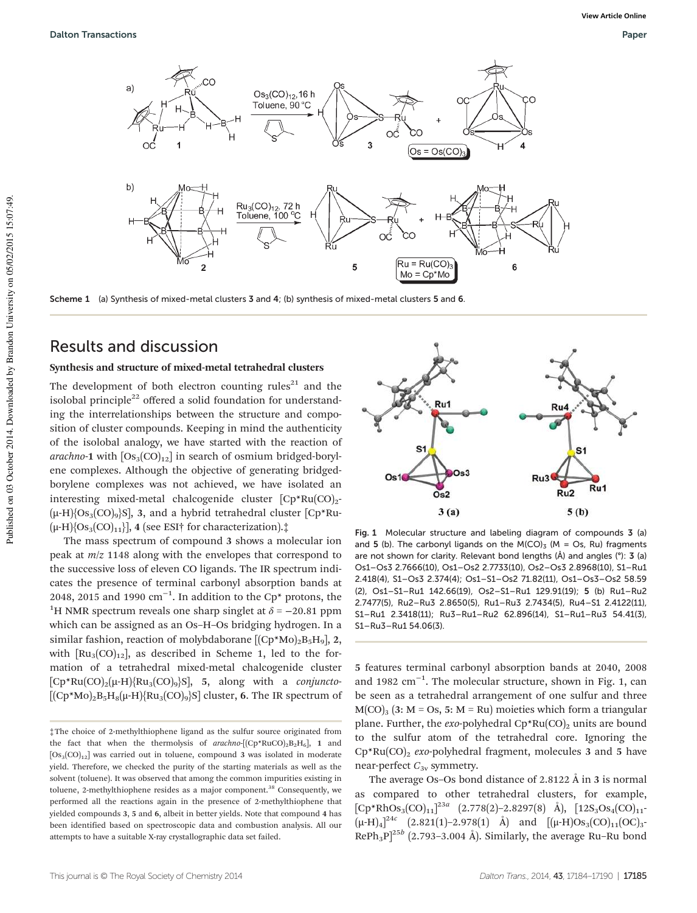Scheme 1 (a) Synthesis of mixed-metal clusters **3** and **4**; (b) synthesis of mixed-metal clusters **5** and **6**.

## Results and discussion

### Synthesis and structure of mixed-metal tetrahedral clusters

The development of both electron counting rules[21] and the isolobal principle[22] offered a solid foundation for understanding the interrelationships between the structure and composition of cluster compounds. Keeping in mind the authenticity of the isolobal analogy, we have started with the reaction of *arachno*-**1** with $[Os_3(CO)_{12}]$ in search of osmium bridged-borylene complexes. Although the objective of generating bridged-borylene complexes was not achieved, we have isolated an interesting mixed-metal chalcogenide cluster $[Cp^*Ru(CO)_2(\mu\text{-}H)\{Os_3(CO)_9\}S]$, **3**, and a hybrid tetrahedral cluster $[Cp^*Ru(\mu\text{-}H)\{Os_3(CO)_{11}\}]$, **4** (see ESI† for characterization).‡

The mass spectrum of compound **3** shows a molecular ion peak at $m/z$ 1148 along with the envelopes that correspond to the successive loss of eleven CO ligands. The IR spectrum indicates the presence of terminal carbonyl absorption bands at 2048, 2015 and 1990 $cm^{-1}$. In addition to the Cp* protons, the $^1H$ NMR spectrum reveals one sharp singlet at $\delta = -20.81$ ppm which can be assigned as an Os–H–Os bridging hydrogen. In a similar fashion, reaction of molybdaborane $[(Cp^*Mo)_2B_5H_9]$, **2**, with $[Ru_3(CO)_{12}]$, as described in Scheme 1, led to the formation of a tetrahedral mixed-metal chalcogenide cluster $[Cp^*Ru(CO)_2(\mu\text{-}H)\{Ru_3(CO)_9\}S]$, **5**, along with a *conjuncto*-$[(Cp^*Mo)_2B_5H_8(\mu\text{-}H)\{Ru_3(CO)_9\}S]$ cluster, **6**. The IR spectrum of **5** features terminal carbonyl absorption bands at 2040, 2008 and 1982 $cm^{-1}$. The molecular structure, shown in Fig. 1, can be seen as a tetrahedral arrangement of one sulfur and three $M(CO)_3$ (**3**: M = Os, **5**: M = Ru) moieties which form a triangular plane. Further, the *exo*-polyhedral $Cp^*Ru(CO)_2$ units are bound to the sulfur atom of the tetrahedral core. Ignoring the $Cp^*Ru(CO)_2$ *exo*-polyhedral fragment, molecules **3** and **5** have near-perfect $C_{3v}$ symmetry.

The average Os–Os bond distance of 2.8122 Å in **3** is normal as compared to other tetrahedral clusters, for example, $[Cp^*RhOs_3(CO)_{11}]$[23a] (2.778(2)–2.8297(8) Å), $[12S_3Os_4(CO)_{11}(\mu\text{-}H)_4]$[24c] (2.821(1)–2.978(1) Å) and $[(\mu\text{-}H)Os_3(CO)_{11}(OC)_3\text{-}RePh_3P]$[25b] (2.793–3.004 Å). Similarly, the average Ru–Ru bond

Fig. 1 Molecular structure and labeling diagram of compounds **3** (a) and **5** (b). The carbonyl ligands on the $M(CO)_3$ (M = Os, Ru) fragments are not shown for clarity. Relevant bond lengths (Å) and angles (°): **3** (a) Os1–Os3 2.7666(10), Os1–Os2 2.7733(10), Os2–Os3 2.8968(10), S1–Ru1 2.418(4), S1–Os3 2.374(4); Os1–S1–Os2 71.82(11), Os1–Os3–Os2 58.59(2), Os1–S1–Ru1 142.66(19), Os2–S1–Ru1 129.91(19); **5** (b) Ru1–Ru2 2.7477(5), Ru2–Ru3 2.8650(5), Ru1–Ru3 2.7434(5), Ru4–S1 2.4122(11), S1–Ru1 2.3418(11); Ru3–Ru1–Ru2 62.896(14), S1–Ru1–Ru3 54.41(3), S1–Ru3–Ru1 54.06(3).

‡The choice of 2-methylthiophene ligand as the sulfur source originated from the fact that when the thermolysis of *arachno*-$[(Cp^*RuCO)_2B_2H_6]$, **1** and $[Os_3(CO)_{12}]$ was carried out in toluene, compound **3** was isolated in moderate yield. Therefore, we checked the purity of the starting materials as well as the solvent (toluene). It was observed that among the common impurities existing in toluene, 2-methylthiophene resides as a major component.[38] Consequently, we performed all the reactions again in the presence of 2-methylthiophene that yielded compounds **3**, **5** and **6**, albeit in better yields. Note that compound **4** has been identified based on spectroscopic data and combustion analysis. All our attempts to have a suitable X-ray crystallographic data set failed.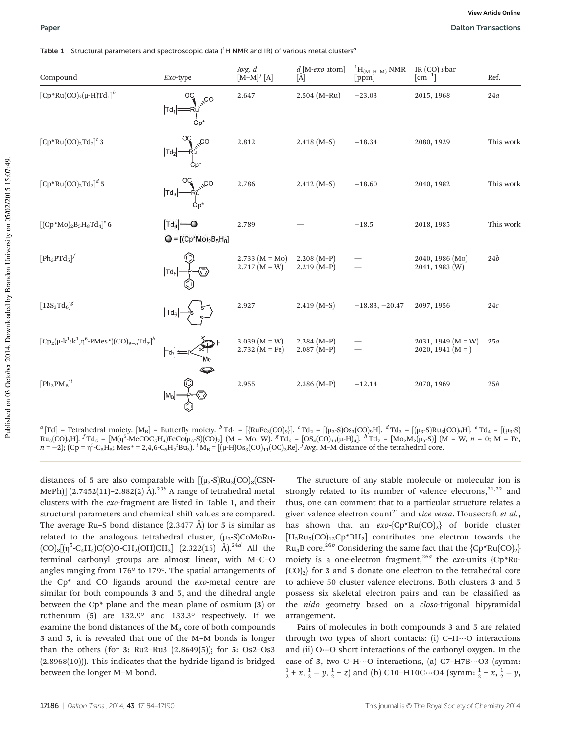Table 1 Structural parameters and spectroscopic data ($^1H$ NMR and IR) of various metal clusters[a]

| Compound | *Exo*-type | Avg. *d* [M–M][j] [Å] | *d* [M-*exo* atom] [Å] | $^1H_{(M-H-M)}$ NMR [ppm] | IR (CO) $\bar{\nu}$ [cm$^{-1}$] | Ref. |
|---|---|---|---|---|---|---|
| $[Cp^*Ru(CO)_2(\mu\text{-}H)Td_1]$[b] | $[Td_1]$=Ru(CO)$_2$Cp* | 2.647 | 2.504 (M–Ru) | −23.03 | 2015, 1968 | 24*a* |
| $[Cp^*Ru(CO)_2Td_2]$[c] **3** | $[Td_2]$–Ru(CO)$_2$Cp* | 2.812 | 2.418 (M–S) | −18.34 | 2080, 1929 | This work |
| $[Cp^*Ru(CO)_2Td_3]$[d] **5** | $[Td_3]$–Ru(CO)$_2$Cp* | 2.786 | 2.412 (M–S) | −18.60 | 2040, 1982 | This work |
| $[(Cp^*Mo)_2B_5H_8Td_4]$[e] **6** | $[Td_4]$–● ; ● = $[(Cp^*Mo)_2B_5H_8]$ | 2.789 | — | −18.5 | 2018, 1985 | This work |
| $[Ph_3PTd_5]$[f] | $[Td_5]$–PPh$_3$ | 2.733 (M = Mo)<br>2.717 (M = W) | 2.208 (M–P)<br>2.219 (M–P) | —<br>— | 2040, 1986 (Mo)<br>2041, 1983 (W) | 24*b* |
| $[12S_3Td_6]$[g] | $[Td_6]$–S(12S$_3$) | 2.927 | 2.419 (M–S) | −18.83, −20.47 | 2097, 1956 | 24*c* |
| $[Cp_2(\mu\text{-}k^1{:}k^1,\eta^6\text{-}PMes^*)(CO)_{9-n}Td_7]$[h] | $[Td_7]$⇐P(Mes*)Mo(Cp) | 3.039 (M = W)<br>2.732 (M = Fe) | 2.284 (M–P)<br>2.087 (M–P) | —<br>— | 2031, 1949 (M = W)<br>2020, 1941 (M = ) | 25*a* |
| $[Ph_3PM_B]$[i] | $[M_B]$–PPh$_3$ | 2.955 | 2.386 (M–P) | −12.14 | 2070, 1969 | 25*b* |

[a] [Td] = Tetrahedral moiety. $[M_B]$ = Butterfly moiety. [b] $Td_1 = [\{RuFe_3(CO)_9\}]$. [c] $Td_2 = [(\mu_3\text{-}S)Os_3(CO)_9H]$. [d] $Td_3 = [(\mu_3\text{-}S)Ru_3(CO)_9H]$. [e] $Td_4 = [(\mu_3\text{-}S)Ru_3(CO)_9H]$. [f] $Td_5 = [M(\eta^5\text{-}MeCOC_5H_4)FeCo(\mu_3\text{-}S)(CO)_7]$ (M = Mo, W). [g] $Td_6 = [OS_4(CO)_{11}(\mu\text{-}H)_4]$. [h] $Td_7 = [Mo_2M_2(\mu_3\text{-}S)]$ (M = W, *n* = 0; M = Fe, *n* = −2); (Cp = $\eta^5\text{-}C_5H_5$; Mes* = 2,4,6-$C_6H_2{}^tBu_3$). [i] $M_B = [(\mu\text{-}H)Os_3(CO)_{11}(OC)_3Re]$. [j] Avg. M–M distance of the tetrahedral core.

distances of **5** are also comparable with $[(\mu_3\text{-}S)Ru_3(CO)_8(CSN\text{-}MePh)]$ (2.7452(11)–2.882(2) Å).[23b] A range of tetrahedral metal clusters with the *exo*-fragment are listed in Table 1, and their structural parameters and chemical shift values are compared. The average Ru–S bond distance (2.3477 Å) for **5** is similar as related to the analogous tetrahedral cluster, $(\mu_3\text{-}S)CoMoRu\text{-}(CO)_8[(\eta^5\text{-}C_4H_4)C(O)O\text{-}CH_2(OH)CH_3]$ (2.322(15) Å).[24d] All the terminal carbonyl groups are almost linear, with M–C–O angles ranging from 176° to 179°. The spatial arrangements of the Cp* and CO ligands around the *exo*-metal centre are similar for both compounds **3** and **5**, and the dihedral angle between the Cp* plane and the mean plane of osmium (**3**) or ruthenium (**5**) are 132.9° and 133.3° respectively. If we examine the bond distances of the $M_3$ core of both compounds **3** and **5**, it is revealed that one of the M–M bonds is longer than the others (for **3**: Ru2–Ru3 (2.8649(5)); for **5**: Os2–Os3 (2.8968(10))). This indicates that the hydride ligand is bridged between the longer M–M bond.

The structure of any stable molecule or molecular ion is strongly related to its number of valence electrons,[21,22] and thus, one can comment that to a particular structure relates a given valence electron count[21] and *vice versa*. Housecraft *et al.*, has shown that an *exo*-$\{Cp^*Ru(CO)_2\}$ of boride cluster $[H_2Ru_5(CO)_{13}Cp^*BH_2]$ contributes one electron towards the $Ru_4B$ core.[26b] Considering the same fact that the $\{Cp^*Ru(CO)_2\}$ moiety is a one-electron fragment,[26a] the *exo*-units $\{Cp^*Ru\text{-}(CO)_2\}$ for **3** and **5** donate one electron to the tetrahedral core to achieve 50 cluster valence electrons. Both clusters **3** and **5** possess six skeletal electron pairs and can be classified as the *nido* geometry based on a *closo*-trigonal bipyramidal arrangement.

Pairs of molecules in both compounds **3** and **5** are related through two types of short contacts: (i) C–H⋯O interactions and (ii) O⋯O short interactions of the carbonyl oxygen. In the case of **3**, two C–H⋯O interactions, (a) C7–H7B⋯O3 (symm: $\frac{1}{2}+x, \frac{1}{2}-y, \frac{1}{2}+z$) and (b) C10–H10C⋯O4 (symm: $\frac{1}{2}+x, \frac{1}{2}-y,$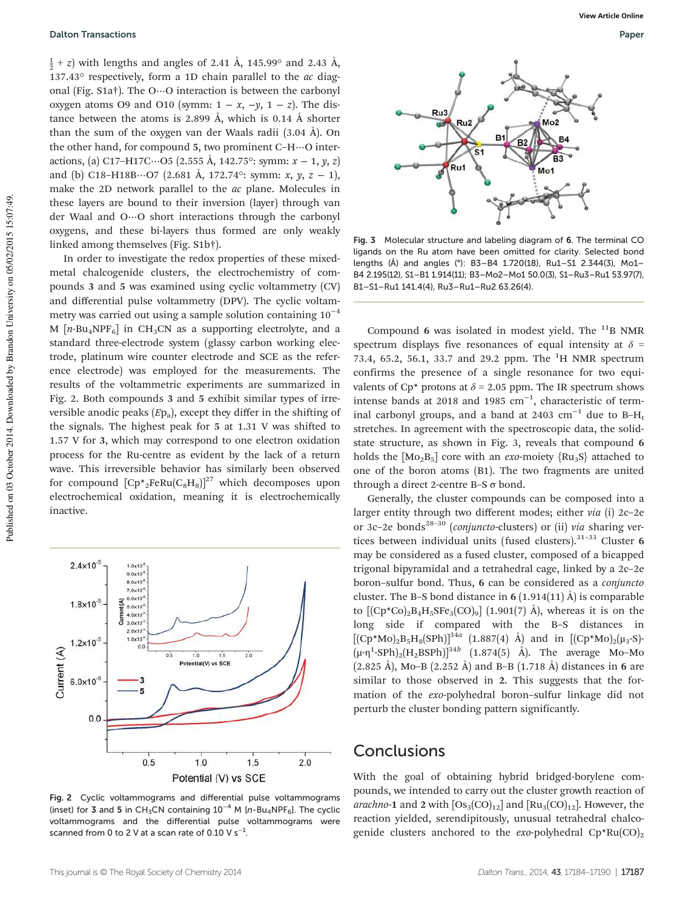$\frac{1}{2} + z$) with lengths and angles of 2.41 Å, 145.99° and 2.43 Å, 137.43° respectively, form a 1D chain parallel to the *ac* diagonal (Fig. S1a†). The O⋯O interaction is between the carbonyl oxygen atoms O9 and O10 (symm: $1 - x, -y, 1 - z$). The distance between the atoms is 2.899 Å, which is 0.14 Å shorter than the sum of the oxygen van der Waals radii (3.04 Å). On the other hand, for compound **5**, two prominent C–H⋯O interactions, (a) C17–H17C⋯O5 (2.555 Å, 142.75°: symm: $x - 1, y, z$) and (b) C18–H18B⋯O7 (2.681 Å, 172.74°: symm: $x, y, z - 1$), make the 2D network parallel to the *ac* plane. Molecules in these layers are bound to their inversion (layer) through van der Waal and O⋯O short interactions through the carbonyl oxygens, and these bi-layers thus formed are only weakly linked among themselves (Fig. S1b†).

In order to investigate the redox properties of these mixed-metal chalcogenide clusters, the electrochemistry of compounds **3** and **5** was examined using cyclic voltammetry (CV) and differential pulse voltammetry (DPV). The cyclic voltammetry was carried out using a sample solution containing $10^{-4}$ M [$n$-$Bu_4NPF_6$] in $CH_3CN$ as a supporting electrolyte, and a standard three-electrode system (glassy carbon working electrode, platinum wire counter electrode and SCE as the reference electrode) was employed for the measurements. The results of the voltammetric experiments are summarized in Fig. 2. Both compounds **3** and **5** exhibit similar types of irreversible anodic peaks ($Ep_a$), except they differ in the shifting of the signals. The highest peak for **5** at 1.31 V was shifted to 1.57 V for **3**, which may correspond to one electron oxidation process for the Ru-centre as evident by the lack of a return wave. This irreversible behavior has similarly been observed for compound [$Cp^*_2FeRu(C_8H_8)$][27] which decomposes upon electrochemical oxidation, meaning it is electrochemically inactive.

Fig. 2 Cyclic voltammograms and differential pulse voltammograms (inset) for **3** and **5** in $CH_3CN$ containing $10^{-4}$ M [$n$-$Bu_4NPF_6$]. The cyclic voltammograms and the differential pulse voltammograms were scanned from 0 to 2 V at a scan rate of 0.10 V $s^{-1}$.

Fig. 3 Molecular structure and labeling diagram of **6**. The terminal CO ligands on the Ru atom have been omitted for clarity. Selected bond lengths (Å) and angles (°): B3–B4 1.720(18), Ru1–S1 2.344(3), Mo1–B4 2.195(12), S1–B1 1.914(11); B3–Mo2–Mo1 50.0(3), S1–Ru3–Ru1 53.97(7), B1–S1–Ru1 141.4(4), Ru3–Ru1–Ru2 63.26(4).

Compound **6** was isolated in modest yield. The $^{11}$B NMR spectrum displays five resonances of equal intensity at $\delta$ = 73.4, 65.2, 56.1, 33.7 and 29.2 ppm. The $^{1}$H NMR spectrum confirms the presence of a single resonance for two equivalents of Cp* protons at $\delta$ = 2.05 ppm. The IR spectrum shows intense bands at 2018 and 1985 $cm^{-1}$, characteristic of terminal carbonyl groups, and a band at 2403 $cm^{-1}$ due to B–$H_t$ stretches. In agreement with the spectroscopic data, the solid-state structure, as shown in Fig. 3, reveals that compound **6** holds the [$Mo_2B_5$] core with an *exo*-moiety {$Ru_3S$} attached to one of the boron atoms (B1). The two fragments are united through a direct 2-centre B–S σ bond.

Generally, the cluster compounds can be composed into a larger entity through two different modes; either *via* (i) 2c–2e or 3c–2e bonds[28–30] (*conjuncto*-clusters) or (ii) *via* sharing vertices between individual units (fused clusters).[31–33] Cluster **6** may be considered as a fused cluster, composed of a bicapped trigonal bipyramidal and a tetrahedral cage, linked by a 2c–2e boron–sulfur bond. Thus, **6** can be considered as a *conjuncto* cluster. The B–S bond distance in **6** (1.914(11) Å) is comparable to [$(Cp^*Co)_2B_4H_5SFe_3(CO)_9$] (1.901(7) Å), whereas it is on the long side if compared with the B–S distances in [$(Cp^*Mo)_2B_5H_8(SPh)$][34a] (1.887(4) Å) and in [$(Cp^*Mo)_2(\mu_3$-S)-$(\mu$-$\eta^1$-SPh$)_2(H_2BSPh)$][34b] (1.874(5) Å). The average Mo–Mo (2.825 Å), Mo–B (2.252 Å) and B–B (1.718 Å) distances in **6** are similar to those observed in **2**. This suggests that the formation of the *exo*-polyhedral boron–sulfur linkage did not perturb the cluster bonding pattern significantly.

## Conclusions

With the goal of obtaining hybrid bridged-borylene compounds, we intended to carry out the cluster growth reaction of *arachno*-**1** and **2** with [$Os_3(CO)_{12}$] and [$Ru_3(CO)_{12}$]. However, the reaction yielded, serendipitously, unusual tetrahedral chalcogenide clusters anchored to the *exo*-polyhedral $Cp^*Ru(CO)_2$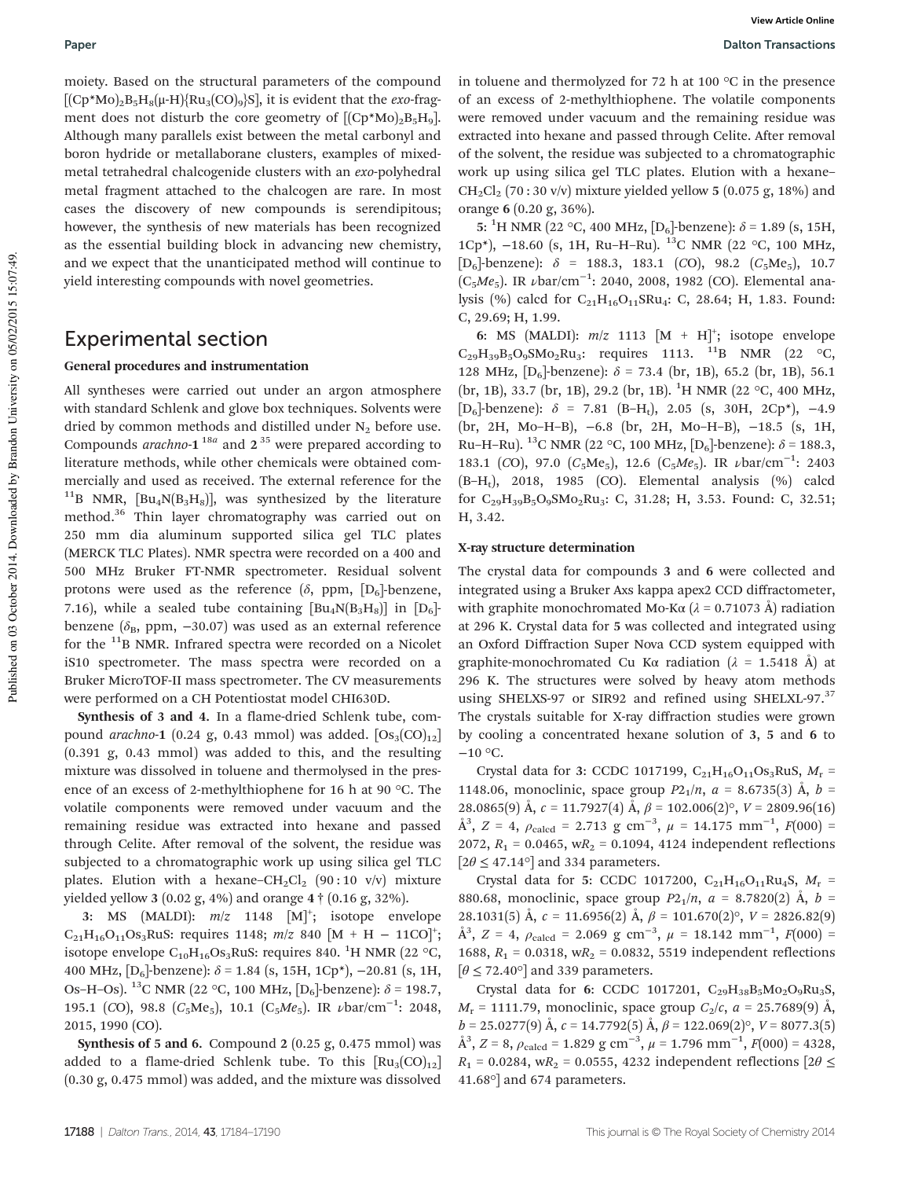moiety. Based on the structural parameters of the compound $[(Cp^*Mo)_2B_5H_8(\mu\text{-}H)\{Ru_3(CO)_9\}S]$, it is evident that the *exo*-fragment does not disturb the core geometry of $[(Cp^*Mo)_2B_5H_9]$. Although many parallels exist between the metal carbonyl and boron hydride or metallaborane clusters, examples of mixed-metal tetrahedral chalcogenide clusters with an *exo*-polyhedral metal fragment attached to the chalcogen are rare. In most cases the discovery of new compounds is serendipitous; however, the synthesis of new materials has been recognized as the essential building block in advancing new chemistry, and we expect that the unanticipated method will continue to yield interesting compounds with novel geometries.

## Experimental section

### General procedures and instrumentation

All syntheses were carried out under an argon atmosphere with standard Schlenk and glove box techniques. Solvents were dried by common methods and distilled under $N_2$ before use. Compounds *arachno*-**1**[18a] and **2**[35] were prepared according to literature methods, while other chemicals were obtained commercially and used as received. The external reference for the $^{11}$B NMR, $[Bu_4N(B_3H_8)]$, was synthesized by the literature method.[36] Thin layer chromatography was carried out on 250 mm dia aluminum supported silica gel TLC plates (MERCK TLC Plates). NMR spectra were recorded on a 400 and 500 MHz Bruker FT-NMR spectrometer. Residual solvent protons were used as the reference (δ, ppm, [D$_6$]-benzene, 7.16), while a sealed tube containing $[Bu_4N(B_3H_8)]$ in [D$_6$]-benzene ($\delta_B$, ppm, −30.07) was used as an external reference for the $^{11}$B NMR. Infrared spectra were recorded on a Nicolet iS10 spectrometer. The mass spectra were recorded on a Bruker MicroTOF-II mass spectrometer. The CV measurements were performed on a CH Potentiostat model CHI630D.

**Synthesis of 3 and 4.** In a flame-dried Schlenk tube, compound *arachno*-**1** (0.24 g, 0.43 mmol) was added. $[Os_3(CO)_{12}]$ (0.391 g, 0.43 mmol) was added to this, and the resulting mixture was dissolved in toluene and thermolysed in the presence of an excess of 2-methylthiophene for 16 h at 90 °C. The volatile components were removed under vacuum and the remaining residue was extracted into hexane and passed through Celite. After removal of the solvent, the residue was subjected to a chromatographic work up using silica gel TLC plates. Elution with a hexane–$CH_2Cl_2$ (90 : 10 v/v) mixture yielded yellow **3** (0.02 g, 4%) and orange **4** † (0.16 g, 32%).

**3**: MS (MALDI): *m*/*z* 1148 [M]$^+$; isotope envelope $C_{21}H_{16}O_{11}Os_3RuS$: requires 1148; *m*/*z* 840 [M + H − 11CO]$^+$; isotope envelope $C_{10}H_{16}Os_3RuS$: requires 840. $^1$H NMR (22 °C, 400 MHz, [D$_6$]-benzene): δ = 1.84 (s, 15H, 1Cp*), −20.81 (s, 1H, Os–H–Os). $^{13}$C NMR (22 °C, 100 MHz, [D$_6$]-benzene): δ = 198.7, 195.1 (*C*O), 98.8 (*C*$_5$Me$_5$), 10.1 (C$_5$*Me*$_5$). IR *ν*bar/cm$^{-1}$: 2048, 2015, 1990 (CO).

**Synthesis of 5 and 6.** Compound **2** (0.25 g, 0.475 mmol) was added to a flame-dried Schlenk tube. To this $[Ru_3(CO)_{12}]$ (0.30 g, 0.475 mmol) was added, and the mixture was dissolved in toluene and thermolyzed for 72 h at 100 °C in the presence of an excess of 2-methylthiophene. The volatile components were removed under vacuum and the remaining residue was extracted into hexane and passed through Celite. After removal of the solvent, the residue was subjected to a chromatographic work up using silica gel TLC plates. Elution with a hexane–$CH_2Cl_2$ (70 : 30 v/v) mixture yielded yellow **5** (0.075 g, 18%) and orange **6** (0.20 g, 36%).

**5**: $^1$H NMR (22 °C, 400 MHz, [D$_6$]-benzene): δ = 1.89 (s, 15H, 1Cp*), −18.60 (s, 1H, Ru–H–Ru). $^{13}$C NMR (22 °C, 100 MHz, [D$_6$]-benzene): δ = 188.3, 183.1 (*C*O), 98.2 (*C*$_5$Me$_5$), 10.7 (C$_5$*Me*$_5$). IR *ν*bar/cm$^{-1}$: 2040, 2008, 1982 (CO). Elemental analysis (%) calcd for $C_{21}H_{16}O_{11}SRu_4$: C, 28.64; H, 1.83. Found: C, 29.69; H, 1.99.

**6**: MS (MALDI): *m*/*z* 1113 [M + H]$^+$; isotope envelope $C_{29}H_{39}B_5O_9SMo_2Ru_3$: requires 1113. $^{11}$B NMR (22 °C, 128 MHz, [D$_6$]-benzene): δ = 73.4 (br, 1B), 65.2 (br, 1B), 56.1 (br, 1B), 33.7 (br, 1B), 29.2 (br, 1B). $^1$H NMR (22 °C, 400 MHz, [D$_6$]-benzene): δ = 7.81 (B–H$_t$), 2.05 (s, 30H, 2Cp*), −4.9 (br, 2H, Mo–H–B), −6.8 (br, 2H, Mo–H–B), −18.5 (s, 1H, Ru–H–Ru). $^{13}$C NMR (22 °C, 100 MHz, [D$_6$]-benzene): δ = 188.3, 183.1 (*C*O), 97.0 (*C*$_5$Me$_5$), 12.6 (C$_5$*Me*$_5$). IR *ν*bar/cm$^{-1}$: 2403 (B–H$_t$), 2018, 1985 (CO). Elemental analysis (%) calcd for $C_{29}H_{39}B_5O_9SMo_2Ru_3$: C, 31.28; H, 3.53. Found: C, 32.51; H, 3.42.

### X-ray structure determination

The crystal data for compounds **3** and **6** were collected and integrated using a Bruker Axs kappa apex2 CCD diffractometer, with graphite monochromated Mo-Kα (λ = 0.71073 Å) radiation at 296 K. Crystal data for **5** was collected and integrated using an Oxford Diffraction Super Nova CCD system equipped with graphite-monochromated Cu Kα radiation (λ = 1.5418 Å) at 296 K. The structures were solved by heavy atom methods using SHELXS-97 or SIR92 and refined using SHELXL-97.[37] The crystals suitable for X-ray diffraction studies were grown by cooling a concentrated hexane solution of **3**, **5** and **6** to −10 °C.

Crystal data for **3**: CCDC 1017199, $C_{21}H_{16}O_{11}Os_3RuS$, $M_r$ = 1148.06, monoclinic, space group $P2_1/n$, *a* = 8.6735(3) Å, *b* = 28.0865(9) Å, *c* = 11.7927(4) Å, *β* = 102.006(2)°, *V* = 2809.96(16) Å$^3$, *Z* = 4, $\rho_{calcd}$ = 2.713 g cm$^{-3}$, *μ* = 14.175 mm$^{-1}$, *F*(000) = 2072, $R_1$ = 0.0465, w$R_2$ = 0.1094, 4124 independent reflections [2θ ≤ 47.14°] and 334 parameters.

Crystal data for **5**: CCDC 1017200, $C_{21}H_{16}O_{11}Ru_4S$, $M_r$ = 880.68, monoclinic, space group $P2_1/n$, *a* = 8.7820(2) Å, *b* = 28.1031(5) Å, *c* = 11.6956(2) Å, *β* = 101.670(2)°, *V* = 2826.82(9) Å$^3$, *Z* = 4, $\rho_{calcd}$ = 2.069 g cm$^{-3}$, *μ* = 18.142 mm$^{-1}$, *F*(000) = 1688, $R_1$ = 0.0318, w$R_2$ = 0.0832, 5519 independent reflections [θ ≤ 72.40°] and 339 parameters.

Crystal data for **6**: CCDC 1017201, $C_{29}H_{38}B_5Mo_2O_9Ru_3S$, $M_r$ = 1111.79, monoclinic, space group $C_2/c$, *a* = 25.7689(9) Å, *b* = 25.0277(9) Å, *c* = 14.7792(5) Å, *β* = 122.069(2)°, *V* = 8077.3(5) Å$^3$, *Z* = 8, $\rho_{calcd}$ = 1.829 g cm$^{-3}$, *μ* = 1.796 mm$^{-1}$, *F*(000) = 4328, $R_1$ = 0.0284, w$R_2$ = 0.0555, 4232 independent reflections [2θ ≤ 41.68°] and 674 parameters.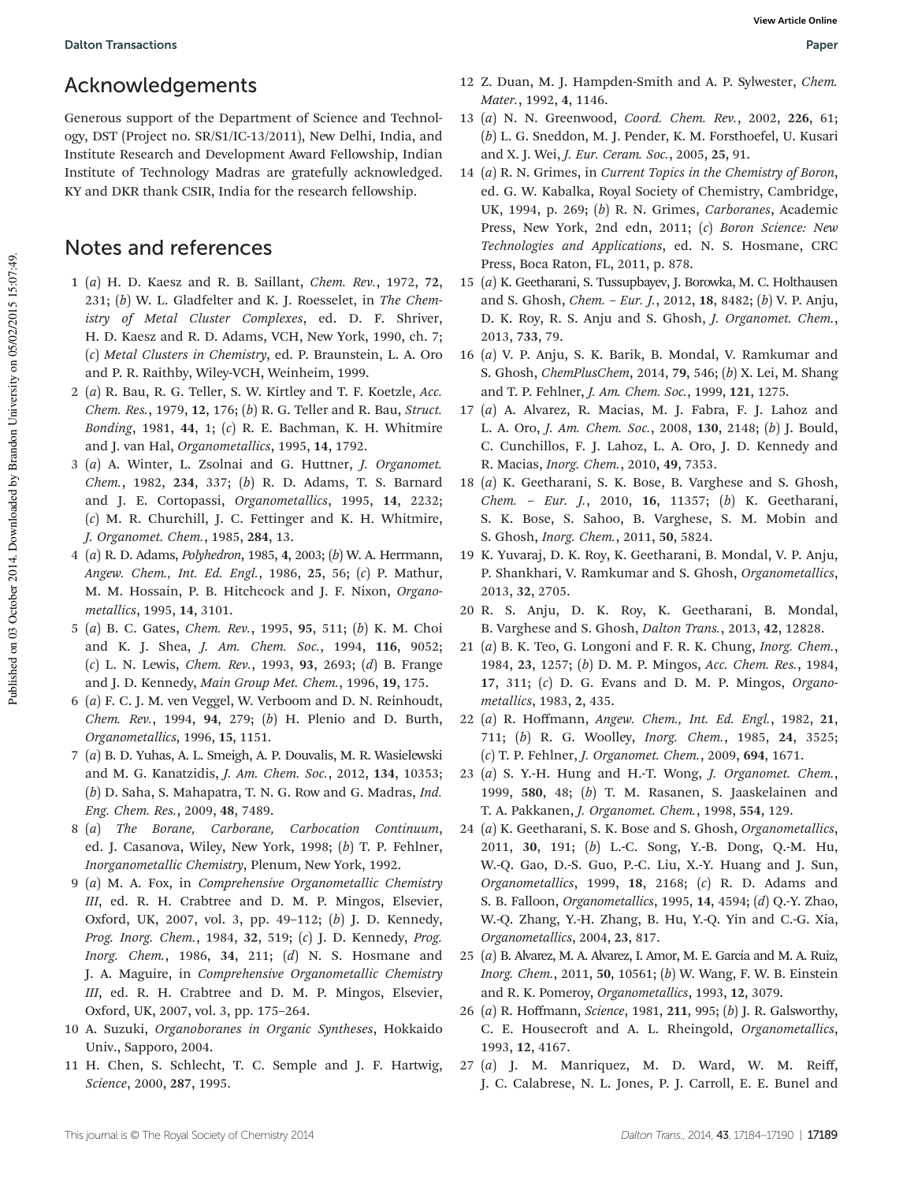## Acknowledgements

Generous support of the Department of Science and Technology, DST (Project no. SR/S1/IC-13/2011), New Delhi, India, and Institute Research and Development Award Fellowship, Indian Institute of Technology Madras are gratefully acknowledged. KY and DKR thank CSIR, India for the research fellowship.

## Notes and references

1 (*a*) H. D. Kaesz and R. B. Saillant, *Chem. Rev.*, 1972, **72**, 231; (*b*) W. L. Gladfelter and K. J. Roesselet, in *The Chemistry of Metal Cluster Complexes*, ed. D. F. Shriver, H. D. Kaesz and R. D. Adams, VCH, New York, 1990, ch. 7; (*c*) *Metal Clusters in Chemistry*, ed. P. Braunstein, L. A. Oro and P. R. Raithby, Wiley-VCH, Weinheim, 1999.

2 (*a*) R. Bau, R. G. Teller, S. W. Kirtley and T. F. Koetzle, *Acc. Chem. Res.*, 1979, **12**, 176; (*b*) R. G. Teller and R. Bau, *Struct. Bonding*, 1981, **44**, 1; (*c*) R. E. Bachman, K. H. Whitmire and J. van Hal, *Organometallics*, 1995, **14**, 1792.

3 (*a*) A. Winter, L. Zsolnai and G. Huttner, *J. Organomet. Chem.*, 1982, **234**, 337; (*b*) R. D. Adams, T. S. Barnard and J. E. Cortopassi, *Organometallics*, 1995, **14**, 2232; (*c*) M. R. Churchill, J. C. Fettinger and K. H. Whitmire, *J. Organomet. Chem.*, 1985, **284**, 13.

4 (*a*) R. D. Adams, *Polyhedron*, 1985, **4**, 2003; (*b*) W. A. Herrmann, *Angew. Chem., Int. Ed. Engl.*, 1986, **25**, 56; (*c*) P. Mathur, M. M. Hossain, P. B. Hitchcock and J. F. Nixon, *Organometallics*, 1995, **14**, 3101.

5 (*a*) B. C. Gates, *Chem. Rev.*, 1995, **95**, 511; (*b*) K. M. Choi and K. J. Shea, *J. Am. Chem. Soc.*, 1994, **116**, 9052; (*c*) L. N. Lewis, *Chem. Rev.*, 1993, **93**, 2693; (*d*) B. Frange and J. D. Kennedy, *Main Group Met. Chem.*, 1996, **19**, 175.

6 (*a*) F. C. J. M. ven Veggel, W. Verboom and D. N. Reinhoudt, *Chem. Rev.*, 1994, **94**, 279; (*b*) H. Plenio and D. Burth, *Organometallics*, 1996, **15**, 1151.

7 (*a*) B. D. Yuhas, A. L. Smeigh, A. P. Douvalis, M. R. Wasielewski and M. G. Kanatzidis, *J. Am. Chem. Soc.*, 2012, **134**, 10353; (*b*) D. Saha, S. Mahapatra, T. N. G. Row and G. Madras, *Ind. Eng. Chem. Res.*, 2009, **48**, 7489.

8 (*a*) *The Borane, Carborane, Carbocation Continuum*, ed. J. Casanova, Wiley, New York, 1998; (*b*) T. P. Fehlner, *Inorganometallic Chemistry*, Plenum, New York, 1992.

9 (*a*) M. A. Fox, in *Comprehensive Organometallic Chemistry III*, ed. R. H. Crabtree and D. M. P. Mingos, Elsevier, Oxford, UK, 2007, vol. 3, pp. 49–112; (*b*) J. D. Kennedy, *Prog. Inorg. Chem.*, 1984, **32**, 519; (*c*) J. D. Kennedy, *Prog. Inorg. Chem.*, 1986, **34**, 211; (*d*) N. S. Hosmane and J. A. Maguire, in *Comprehensive Organometallic Chemistry III*, ed. R. H. Crabtree and D. M. P. Mingos, Elsevier, Oxford, UK, 2007, vol. 3, pp. 175–264.

10 A. Suzuki, *Organoboranes in Organic Syntheses*, Hokkaido Univ., Sapporo, 2004.

11 H. Chen, S. Schlecht, T. C. Semple and J. F. Hartwig, *Science*, 2000, **287**, 1995.

12 Z. Duan, M. J. Hampden-Smith and A. P. Sylwester, *Chem. Mater.*, 1992, **4**, 1146.

13 (*a*) N. N. Greenwood, *Coord. Chem. Rev.*, 2002, **226**, 61; (*b*) L. G. Sneddon, M. J. Pender, K. M. Forsthoefel, U. Kusari and X. J. Wei, *J. Eur. Ceram. Soc.*, 2005, **25**, 91.

14 (*a*) R. N. Grimes, in *Current Topics in the Chemistry of Boron*, ed. G. W. Kabalka, Royal Society of Chemistry, Cambridge, UK, 1994, p. 269; (*b*) R. N. Grimes, *Carboranes*, Academic Press, New York, 2nd edn, 2011; (*c*) *Boron Science: New Technologies and Applications*, ed. N. S. Hosmane, CRC Press, Boca Raton, FL, 2011, p. 878.

15 (*a*) K. Geetharani, S. Tussupbayev, J. Borowka, M. C. Holthausen and S. Ghosh, *Chem. – Eur. J.*, 2012, **18**, 8482; (*b*) V. P. Anju, D. K. Roy, R. S. Anju and S. Ghosh, *J. Organomet. Chem.*, 2013, **733**, 79.

16 (*a*) V. P. Anju, S. K. Barik, B. Mondal, V. Ramkumar and S. Ghosh, *ChemPlusChem*, 2014, **79**, 546; (*b*) X. Lei, M. Shang and T. P. Fehlner, *J. Am. Chem. Soc.*, 1999, **121**, 1275.

17 (*a*) A. Alvarez, R. Macias, M. J. Fabra, F. J. Lahoz and L. A. Oro, *J. Am. Chem. Soc.*, 2008, **130**, 2148; (*b*) J. Bould, C. Cunchillos, F. J. Lahoz, L. A. Oro, J. D. Kennedy and R. Macias, *Inorg. Chem.*, 2010, **49**, 7353.

18 (*a*) K. Geetharani, S. K. Bose, B. Varghese and S. Ghosh, *Chem. – Eur. J.*, 2010, **16**, 11357; (*b*) K. Geetharani, S. K. Bose, S. Sahoo, B. Varghese, S. M. Mobin and S. Ghosh, *Inorg. Chem.*, 2011, **50**, 5824.

19 K. Yuvaraj, D. K. Roy, K. Geetharani, B. Mondal, V. P. Anju, P. Shankhari, V. Ramkumar and S. Ghosh, *Organometallics*, 2013, **32**, 2705.

20 R. S. Anju, D. K. Roy, K. Geetharani, B. Mondal, B. Varghese and S. Ghosh, *Dalton Trans.*, 2013, **42**, 12828.

21 (*a*) B. K. Teo, G. Longoni and F. R. K. Chung, *Inorg. Chem.*, 1984, **23**, 1257; (*b*) D. M. P. Mingos, *Acc. Chem. Res.*, 1984, **17**, 311; (*c*) D. G. Evans and D. M. P. Mingos, *Organometallics*, 1983, **2**, 435.

22 (*a*) R. Hoffmann, *Angew. Chem., Int. Ed. Engl.*, 1982, **21**, 711; (*b*) R. G. Woolley, *Inorg. Chem.*, 1985, **24**, 3525; (*c*) T. P. Fehlner, *J. Organomet. Chem.*, 2009, **694**, 1671.

23 (*a*) S. Y.-H. Hung and H.-T. Wong, *J. Organomet. Chem.*, 1999, **580**, 48; (*b*) T. M. Rasanen, S. Jaaskelainen and T. A. Pakkanen, *J. Organomet. Chem.*, 1998, **554**, 129.

24 (*a*) K. Geetharani, S. K. Bose and S. Ghosh, *Organometallics*, 2011, **30**, 191; (*b*) L.-C. Song, Y.-B. Dong, Q.-M. Hu, W.-Q. Gao, D.-S. Guo, P.-C. Liu, X.-Y. Huang and J. Sun, *Organometallics*, 1999, **18**, 2168; (*c*) R. D. Adams and S. B. Falloon, *Organometallics*, 1995, **14**, 4594; (*d*) Q.-Y. Zhao, W.-Q. Zhang, Y.-H. Zhang, B. Hu, Y.-Q. Yin and C.-G. Xia, *Organometallics*, 2004, **23**, 817.

25 (*a*) B. Alvarez, M. A. Alvarez, I. Amor, M. E. García and M. A. Ruiz, *Inorg. Chem.*, 2011, **50**, 10561; (*b*) W. Wang, F. W. B. Einstein and R. K. Pomeroy, *Organometallics*, 1993, **12**, 3079.

26 (*a*) R. Hoffmann, *Science*, 1981, **211**, 995; (*b*) J. R. Galsworthy, C. E. Housecroft and A. L. Rheingold, *Organometallics*, 1993, **12**, 4167.

27 (*a*) J. M. Manriquez, M. D. Ward, W. M. Reiff, J. C. Calabrese, N. L. Jones, P. J. Carroll, E. E. Bunel and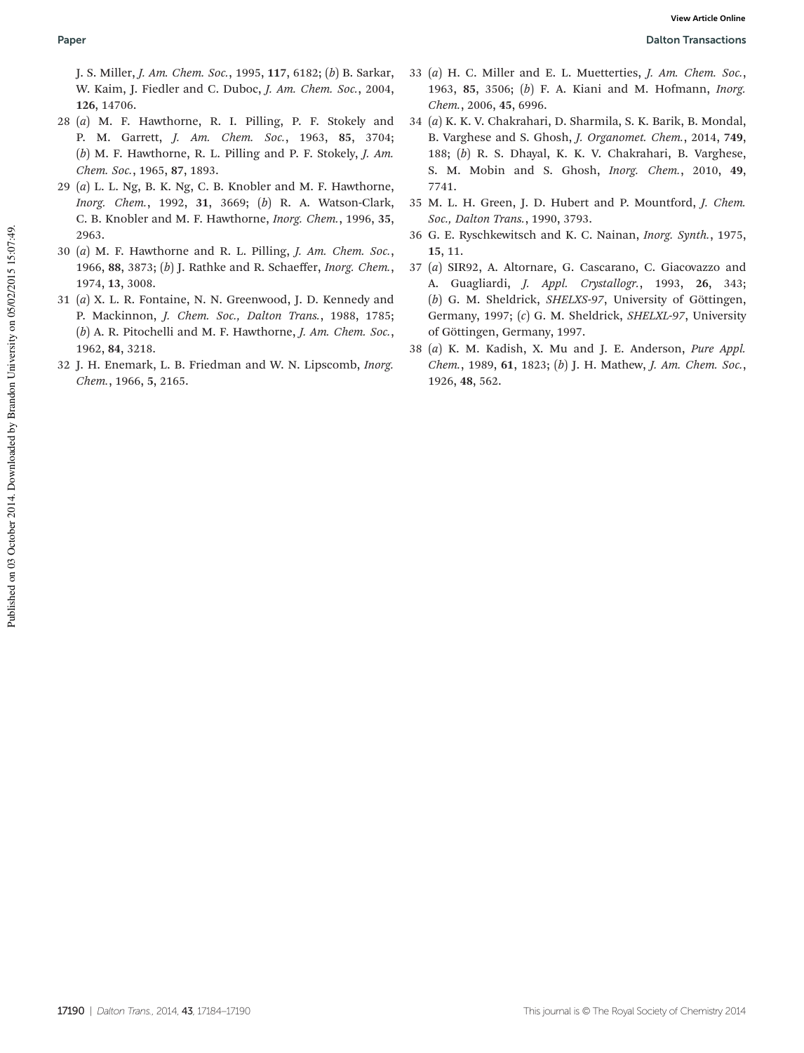J. S. Miller, *J. Am. Chem. Soc.*, 1995, **117**, 6182; (*b*) B. Sarkar, W. Kaim, J. Fiedler and C. Duboc, *J. Am. Chem. Soc.*, 2004, **126**, 14706.

28 (*a*) M. F. Hawthorne, R. I. Pilling, P. F. Stokely and P. M. Garrett, *J. Am. Chem. Soc.*, 1963, **85**, 3704; (*b*) M. F. Hawthorne, R. L. Pilling and P. F. Stokely, *J. Am. Chem. Soc.*, 1965, **87**, 1893.

29 (*a*) L. L. Ng, B. K. Ng, C. B. Knobler and M. F. Hawthorne, *Inorg. Chem.*, 1992, **31**, 3669; (*b*) R. A. Watson-Clark, C. B. Knobler and M. F. Hawthorne, *Inorg. Chem.*, 1996, **35**, 2963.

30 (*a*) M. F. Hawthorne and R. L. Pilling, *J. Am. Chem. Soc.*, 1966, **88**, 3873; (*b*) J. Rathke and R. Schaeffer, *Inorg. Chem.*, 1974, **13**, 3008.

31 (*a*) X. L. R. Fontaine, N. N. Greenwood, J. D. Kennedy and P. Mackinnon, *J. Chem. Soc., Dalton Trans.*, 1988, 1785; (*b*) A. R. Pitochelli and M. F. Hawthorne, *J. Am. Chem. Soc.*, 1962, **84**, 3218.

32 J. H. Enemark, L. B. Friedman and W. N. Lipscomb, *Inorg. Chem.*, 1966, **5**, 2165.

33 (*a*) H. C. Miller and E. L. Muetterties, *J. Am. Chem. Soc.*, 1963, **85**, 3506; (*b*) F. A. Kiani and M. Hofmann, *Inorg. Chem.*, 2006, **45**, 6996.

34 (*a*) K. K. V. Chakrahari, D. Sharmila, S. K. Barik, B. Mondal, B. Varghese and S. Ghosh, *J. Organomet. Chem.*, 2014, **749**, 188; (*b*) R. S. Dhayal, K. K. V. Chakrahari, B. Varghese, S. M. Mobin and S. Ghosh, *Inorg. Chem.*, 2010, **49**, 7741.

35 M. L. H. Green, J. D. Hubert and P. Mountford, *J. Chem. Soc., Dalton Trans.*, 1990, 3793.

36 G. E. Ryschkewitsch and K. C. Nainan, *Inorg. Synth.*, 1975, **15**, 11.

37 (*a*) SIR92, A. Altornare, G. Cascarano, C. Giacovazzo and A. Guagliardi, *J. Appl. Crystallogr.*, 1993, **26**, 343; (*b*) G. M. Sheldrick, *SHELXS-97*, University of Göttingen, Germany, 1997; (*c*) G. M. Sheldrick, *SHELXL-97*, University of Göttingen, Germany, 1997.

38 (*a*) K. M. Kadish, X. Mu and J. E. Anderson, *Pure Appl. Chem.*, 1989, **61**, 1823; (*b*) J. H. Mathew, *J. Am. Chem. Soc.*, 1926, **48**, 562.